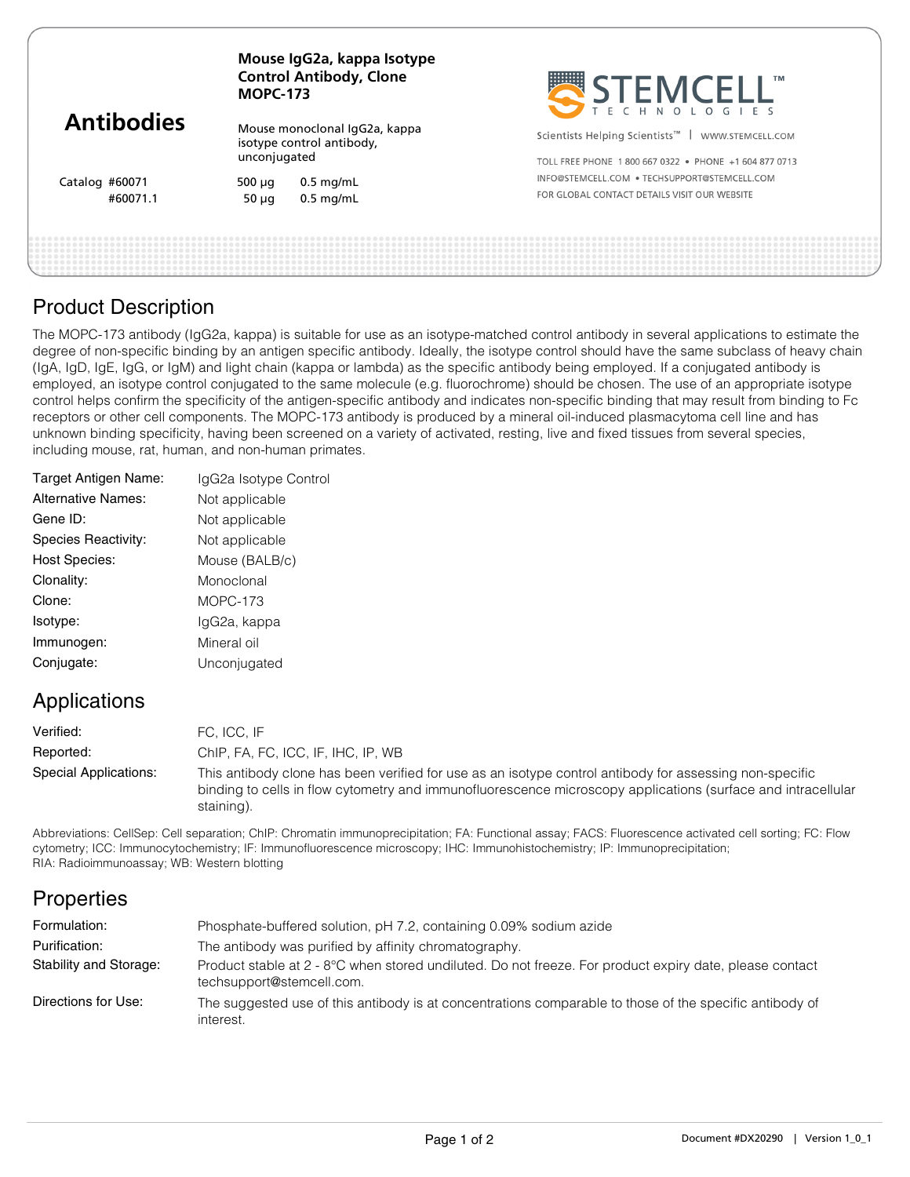# Antibodies

**Mouse IgG2a, kappa Isotype Control Antibody, Clone MOPC-173**

Mouse monoclonal IgG2a, kappa isotype control antibody, unconjugated

| Catalog | Size | Concentration |
|---|---|---|
| #60071 | 500 µg | 0.5 mg/mL |
| #60071.1 | 50 µg | 0.5 mg/mL |

STEMCELL TECHNOLOGIES

Scientists Helping Scientists™ | WWW.STEMCELL.COM

TOLL FREE PHONE 1 800 667 0322 • PHONE +1 604 877 0713

INFO@STEMCELL.COM • TECHSUPPORT@STEMCELL.COM

FOR GLOBAL CONTACT DETAILS VISIT OUR WEBSITE

## Product Description

The MOPC-173 antibody (IgG2a, kappa) is suitable for use as an isotype-matched control antibody in several applications to estimate the degree of non-specific binding by an antigen specific antibody. Ideally, the isotype control should have the same subclass of heavy chain (IgA, IgD, IgE, IgG, or IgM) and light chain (kappa or lambda) as the specific antibody being employed. If a conjugated antibody is employed, an isotype control conjugated to the same molecule (e.g. fluorochrome) should be chosen. The use of an appropriate isotype control helps confirm the specificity of the antigen-specific antibody and indicates non-specific binding that may result from binding to Fc receptors or other cell components. The MOPC-173 antibody is produced by a mineral oil-induced plasmacytoma cell line and has unknown binding specificity, having been screened on a variety of activated, resting, live and fixed tissues from several species, including mouse, rat, human, and non-human primates.

| | |
|---|---|
| Target Antigen Name: | IgG2a Isotype Control |
| Alternative Names: | Not applicable |
| Gene ID: | Not applicable |
| Species Reactivity: | Not applicable |
| Host Species: | Mouse (BALB/c) |
| Clonality: | Monoclonal |
| Clone: | MOPC-173 |
| Isotype: | IgG2a, kappa |
| Immunogen: | Mineral oil |
| Conjugate: | Unconjugated |

## Applications

| | |
|---|---|
| Verified: | FC, ICC, IF |
| Reported: | ChIP, FA, FC, ICC, IF, IHC, IP, WB |
| Special Applications: | This antibody clone has been verified for use as an isotype control antibody for assessing non-specific binding to cells in flow cytometry and immunofluorescence microscopy applications (surface and intracellular staining). |

Abbreviations: CellSep: Cell separation; ChIP: Chromatin immunoprecipitation; FA: Functional assay; FACS: Fluorescence activated cell sorting; FC: Flow cytometry; ICC: Immunocytochemistry; IF: Immunofluorescence microscopy; IHC: Immunohistochemistry; IP: Immunoprecipitation; RIA: Radioimmunoassay; WB: Western blotting

## Properties

| | |
|---|---|
| Formulation: | Phosphate-buffered solution, pH 7.2, containing 0.09% sodium azide |
| Purification: | The antibody was purified by affinity chromatography. |
| Stability and Storage: | Product stable at 2 - 8°C when stored undiluted. Do not freeze. For product expiry date, please contact techsupport@stemcell.com. |
| Directions for Use: | The suggested use of this antibody is at concentrations comparable to those of the specific antibody of interest. |

Document #DX20290 | Version 1_0_1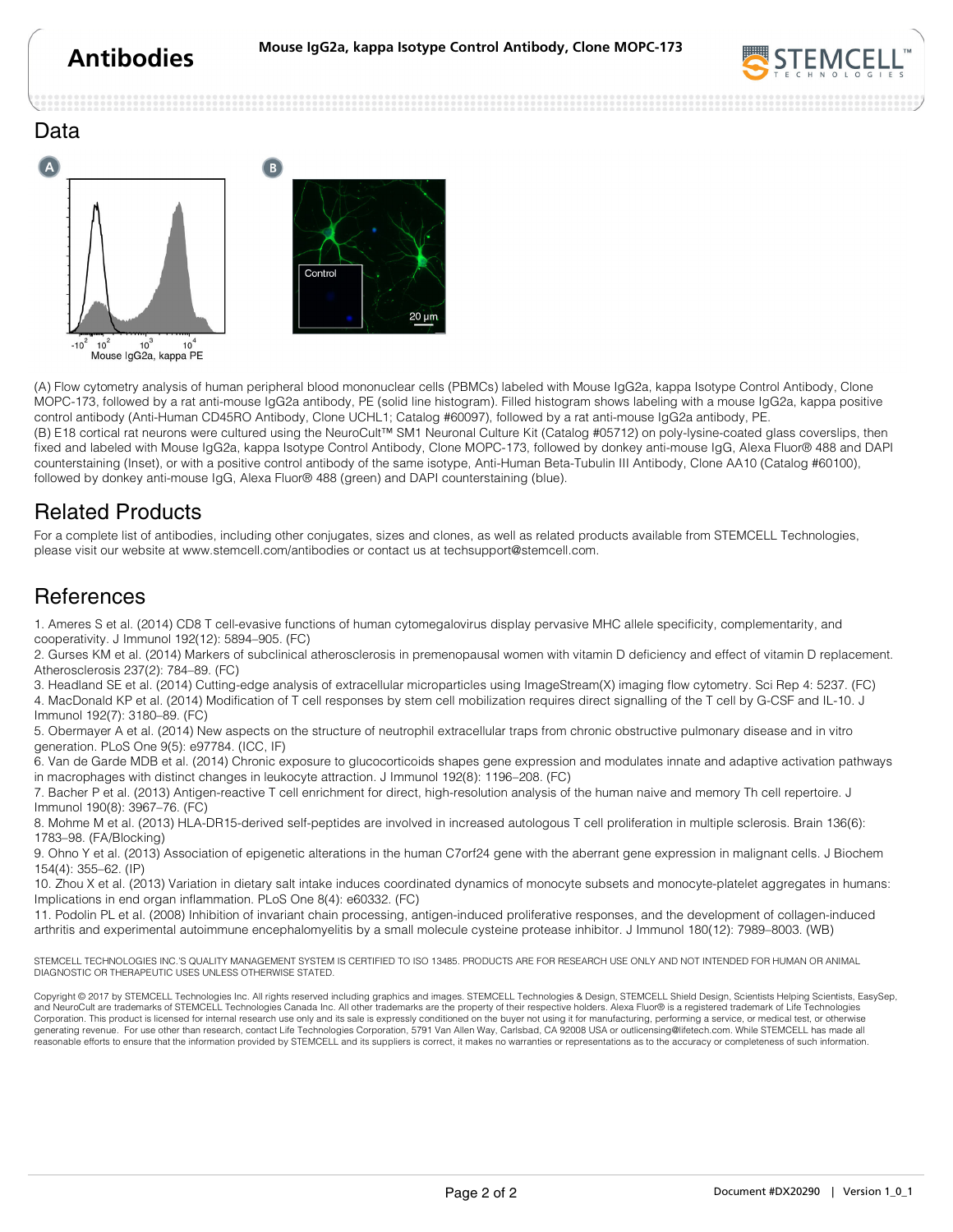## Data

A

-10[2] 10[2] 10[3] 10[4]
Mouse IgG2a, kappa PE

B

Control

20 µm

(A) Flow cytometry analysis of human peripheral blood mononuclear cells (PBMCs) labeled with Mouse IgG2a, kappa Isotype Control Antibody, Clone MOPC-173, followed by a rat anti-mouse IgG2a antibody, PE (solid line histogram). Filled histogram shows labeling with a mouse IgG2a, kappa positive control antibody (Anti-Human CD45RO Antibody, Clone UCHL1; Catalog #60097), followed by a rat anti-mouse IgG2a antibody, PE.
(B) E18 cortical rat neurons were cultured using the NeuroCult™ SM1 Neuronal Culture Kit (Catalog #05712) on poly-lysine-coated glass coverslips, then fixed and labeled with Mouse IgG2a, kappa Isotype Control Antibody, Clone MOPC-173, followed by donkey anti-mouse IgG, Alexa Fluor® 488 and DAPI counterstaining (Inset), or with a positive control antibody of the same isotype, Anti-Human Beta-Tubulin III Antibody, Clone AA10 (Catalog #60100), followed by donkey anti-mouse IgG, Alexa Fluor® 488 (green) and DAPI counterstaining (blue).

## Related Products

For a complete list of antibodies, including other conjugates, sizes and clones, as well as related products available from STEMCELL Technologies, please visit our website at www.stemcell.com/antibodies or contact us at techsupport@stemcell.com.

## References

1. Ameres S et al. (2014) CD8 T cell-evasive functions of human cytomegalovirus display pervasive MHC allele specificity, complementarity, and cooperativity. J Immunol 192(12): 5894–905. (FC)
2. Gurses KM et al. (2014) Markers of subclinical atherosclerosis in premenopausal women with vitamin D deficiency and effect of vitamin D replacement. Atherosclerosis 237(2): 784–89. (FC)
3. Headland SE et al. (2014) Cutting-edge analysis of extracellular microparticles using ImageStream(X) imaging flow cytometry. Sci Rep 4: 5237. (FC)
4. MacDonald KP et al. (2014) Modification of T cell responses by stem cell mobilization requires direct signalling of the T cell by G-CSF and IL-10. J Immunol 192(7): 3180–89. (FC)
5. Obermayer A et al. (2014) New aspects on the structure of neutrophil extracellular traps from chronic obstructive pulmonary disease and in vitro generation. PLoS One 9(5): e97784. (ICC, IF)
6. Van de Garde MDB et al. (2014) Chronic exposure to glucocorticoids shapes gene expression and modulates innate and adaptive activation pathways in macrophages with distinct changes in leukocyte attraction. J Immunol 192(8): 1196–208. (FC)
7. Bacher P et al. (2013) Antigen-reactive T cell enrichment for direct, high-resolution analysis of the human naive and memory Th cell repertoire. J Immunol 190(8): 3967–76. (FC)
8. Mohme M et al. (2013) HLA-DR15-derived self-peptides are involved in increased autologous T cell proliferation in multiple sclerosis. Brain 136(6): 1783–98. (FA/Blocking)
9. Ohno Y et al. (2013) Association of epigenetic alterations in the human C7orf24 gene with the aberrant gene expression in malignant cells. J Biochem 154(4): 355–62. (IP)
10. Zhou X et al. (2013) Variation in dietary salt intake induces coordinated dynamics of monocyte subsets and monocyte-platelet aggregates in humans: Implications in end organ inflammation. PLoS One 8(4): e60332. (FC)
11. Podolin PL et al. (2008) Inhibition of invariant chain processing, antigen-induced proliferative responses, and the development of collagen-induced arthritis and experimental autoimmune encephalomyelitis by a small molecule cysteine protease inhibitor. J Immunol 180(12): 7989–8003. (WB)

STEMCELL TECHNOLOGIES INC.'S QUALITY MANAGEMENT SYSTEM IS CERTIFIED TO ISO 13485. PRODUCTS ARE FOR RESEARCH USE ONLY AND NOT INTENDED FOR HUMAN OR ANIMAL DIAGNOSTIC OR THERAPEUTIC USES UNLESS OTHERWISE STATED.

Copyright © 2017 by STEMCELL Technologies Inc. All rights reserved including graphics and images. STEMCELL Technologies & Design, STEMCELL Shield Design, Scientists Helping Scientists, EasySep, and NeuroCult are trademarks of STEMCELL Technologies Canada Inc. All other trademarks are the property of their respective holders. Alexa Fluor® is a registered trademark of Life Technologies Corporation. This product is licensed for internal research use only and its sale is expressly conditioned on the buyer not using it for manufacturing, performing a service, or medical test, or otherwise generating revenue. For use other than research, contact Life Technologies Corporation, 5791 Van Allen Way, Carlsbad, CA 92008 USA or outlicensing@lifetech.com. While STEMCELL has made all reasonable efforts to ensure that the information provided by STEMCELL and its suppliers is correct, it makes no warranties or representations as to the accuracy or completeness of such information.

Document #DX20290 | Version 1_0_1